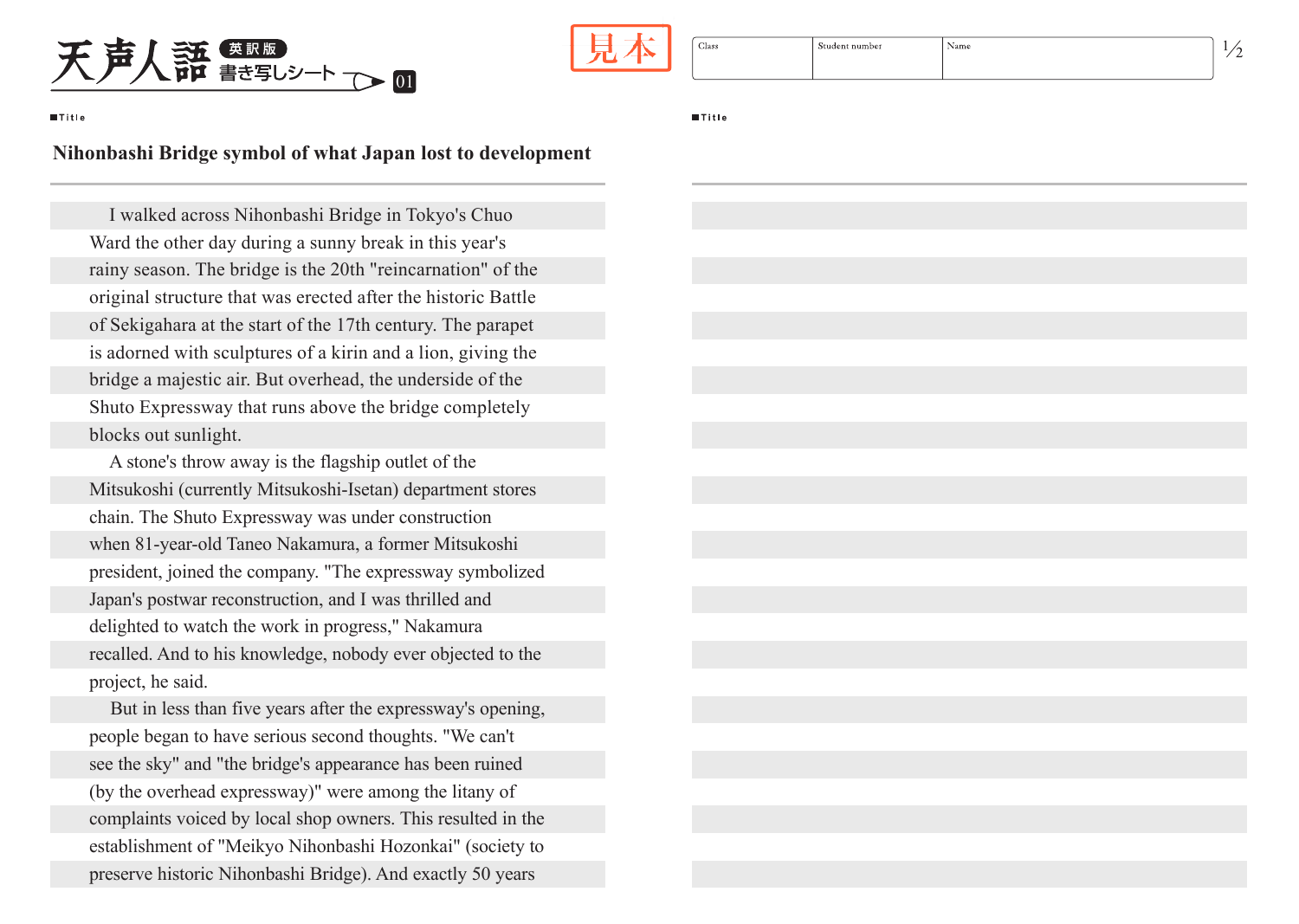# 天声人語 英訳版 書き写しシート 01

見本

| Class | Student number | Name |
| --- | --- | --- |
| | | |

■Title

**Nihonbashi Bridge symbol of what Japan lost to development**

I walked across Nihonbashi Bridge in Tokyo's Chuo Ward the other day during a sunny break in this year's rainy season. The bridge is the 20th "reincarnation" of the original structure that was erected after the historic Battle of Sekigahara at the start of the 17th century. The parapet is adorned with sculptures of a kirin and a lion, giving the bridge a majestic air. But overhead, the underside of the Shuto Expressway that runs above the bridge completely blocks out sunlight.

A stone's throw away is the flagship outlet of the Mitsukoshi (currently Mitsukoshi-Isetan) department stores chain. The Shuto Expressway was under construction when 81-year-old Taneo Nakamura, a former Mitsukoshi president, joined the company. "The expressway symbolized Japan's postwar reconstruction, and I was thrilled and delighted to watch the work in progress," Nakamura recalled. And to his knowledge, nobody ever objected to the project, he said.

But in less than five years after the expressway's opening, people began to have serious second thoughts. "We can't see the sky" and "the bridge's appearance has been ruined (by the overhead expressway)" were among the litany of complaints voiced by local shop owners. This resulted in the establishment of "Meikyo Nihonbashi Hozonkai" (society to preserve historic Nihonbashi Bridge). And exactly 50 years

■Title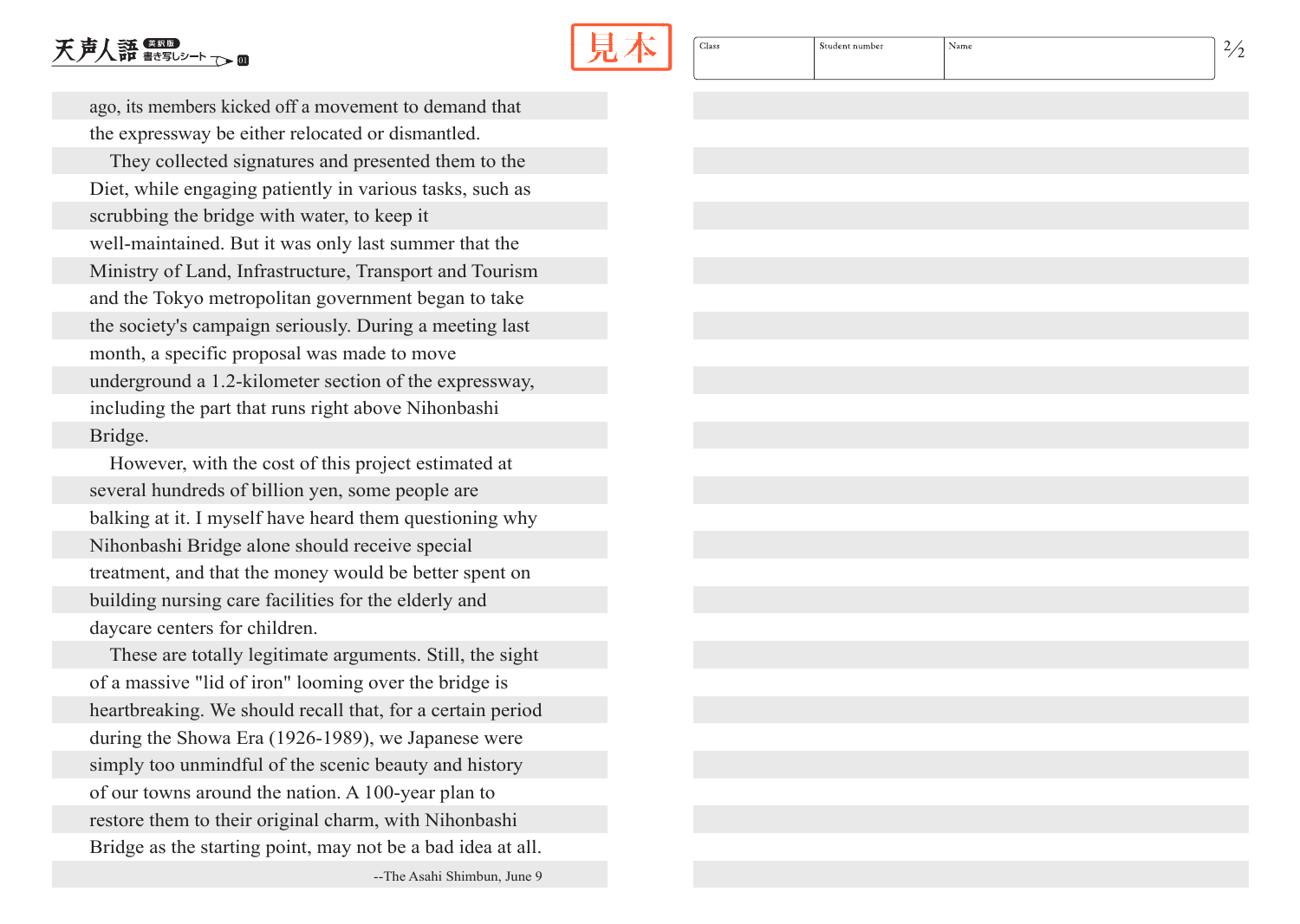ago, its members kicked off a movement to demand that the expressway be either relocated or dismantled.

They collected signatures and presented them to the Diet, while engaging patiently in various tasks, such as scrubbing the bridge with water, to keep it well-maintained. But it was only last summer that the Ministry of Land, Infrastructure, Transport and Tourism and the Tokyo metropolitan government began to take the society's campaign seriously. During a meeting last month, a specific proposal was made to move underground a 1.2-kilometer section of the expressway, including the part that runs right above Nihonbashi Bridge.

However, with the cost of this project estimated at several hundreds of billion yen, some people are balking at it. I myself have heard them questioning why Nihonbashi Bridge alone should receive special treatment, and that the money would be better spent on building nursing care facilities for the elderly and daycare centers for children.

These are totally legitimate arguments. Still, the sight of a massive "lid of iron" looming over the bridge is heartbreaking. We should recall that, for a certain period during the Showa Era (1926-1989), we Japanese were simply too unmindful of the scenic beauty and history of our towns around the nation. A 100-year plan to restore them to their original charm, with Nihonbashi Bridge as the starting point, may not be a bad idea at all.

--The Asahi Shimbun, June 9